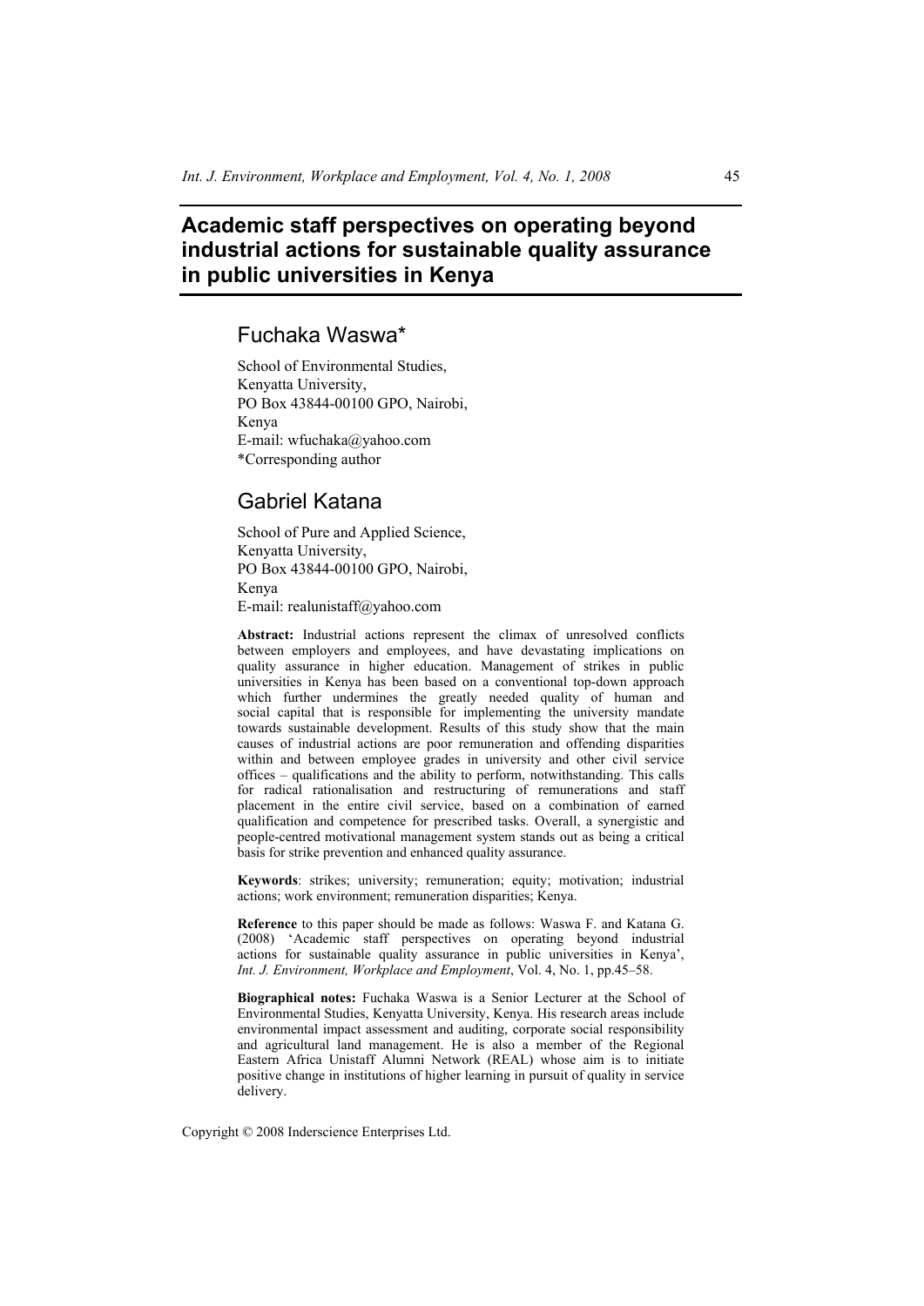# Academic staff perspectives on operating beyond industrial actions for sustainable quality assurance in public universities in Kenya

## Fuchaka Waswa*

School of Environmental Studies,
Kenyatta University,
PO Box 43844-00100 GPO, Nairobi,
Kenya
E-mail: wfuchaka@yahoo.com
*Corresponding author

## Gabriel Katana

School of Pure and Applied Science,
Kenyatta University,
PO Box 43844-00100 GPO, Nairobi,
Kenya
E-mail: realunistaff@yahoo.com

**Abstract:** Industrial actions represent the climax of unresolved conflicts between employers and employees, and have devastating implications on quality assurance in higher education. Management of strikes in public universities in Kenya has been based on a conventional top-down approach which further undermines the greatly needed quality of human and social capital that is responsible for implementing the university mandate towards sustainable development. Results of this study show that the main causes of industrial actions are poor remuneration and offending disparities within and between employee grades in university and other civil service offices – qualifications and the ability to perform, notwithstanding. This calls for radical rationalisation and restructuring of remunerations and staff placement in the entire civil service, based on a combination of earned qualification and competence for prescribed tasks. Overall, a synergistic and people-centred motivational management system stands out as being a critical basis for strike prevention and enhanced quality assurance.

**Keywords**: strikes; university; remuneration; equity; motivation; industrial actions; work environment; remuneration disparities; Kenya.

**Reference** to this paper should be made as follows: Waswa F. and Katana G. (2008) 'Academic staff perspectives on operating beyond industrial actions for sustainable quality assurance in public universities in Kenya', *Int. J. Environment, Workplace and Employment*, Vol. 4, No. 1, pp.45–58.

**Biographical notes:** Fuchaka Waswa is a Senior Lecturer at the School of Environmental Studies, Kenyatta University, Kenya. His research areas include environmental impact assessment and auditing, corporate social responsibility and agricultural land management. He is also a member of the Regional Eastern Africa Unistaff Alumni Network (REAL) whose aim is to initiate positive change in institutions of higher learning in pursuit of quality in service delivery.

Copyright © 2008 Inderscience Enterprises Ltd.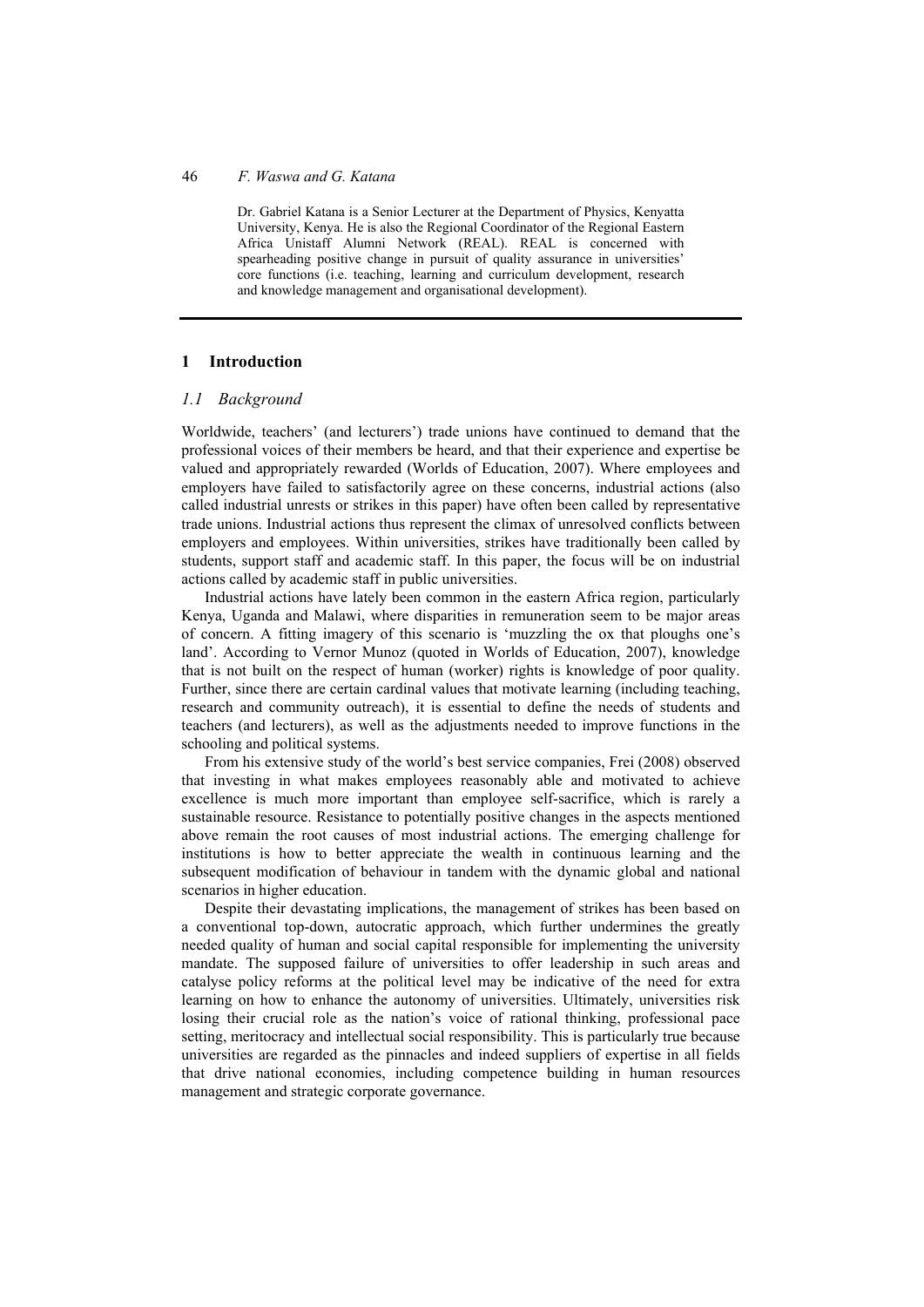Dr. Gabriel Katana is a Senior Lecturer at the Department of Physics, Kenyatta University, Kenya. He is also the Regional Coordinator of the Regional Eastern Africa Unistaff Alumni Network (REAL). REAL is concerned with spearheading positive change in pursuit of quality assurance in universities' core functions (i.e. teaching, learning and curriculum development, research and knowledge management and organisational development).

## 1 Introduction

### *1.1 Background*

Worldwide, teachers' (and lecturers') trade unions have continued to demand that the professional voices of their members be heard, and that their experience and expertise be valued and appropriately rewarded (Worlds of Education, 2007). Where employees and employers have failed to satisfactorily agree on these concerns, industrial actions (also called industrial unrests or strikes in this paper) have often been called by representative trade unions. Industrial actions thus represent the climax of unresolved conflicts between employers and employees. Within universities, strikes have traditionally been called by students, support staff and academic staff. In this paper, the focus will be on industrial actions called by academic staff in public universities.

Industrial actions have lately been common in the eastern Africa region, particularly Kenya, Uganda and Malawi, where disparities in remuneration seem to be major areas of concern. A fitting imagery of this scenario is 'muzzling the ox that ploughs one's land'. According to Vernor Munoz (quoted in Worlds of Education, 2007), knowledge that is not built on the respect of human (worker) rights is knowledge of poor quality. Further, since there are certain cardinal values that motivate learning (including teaching, research and community outreach), it is essential to define the needs of students and teachers (and lecturers), as well as the adjustments needed to improve functions in the schooling and political systems.

From his extensive study of the world's best service companies, Frei (2008) observed that investing in what makes employees reasonably able and motivated to achieve excellence is much more important than employee self-sacrifice, which is rarely a sustainable resource. Resistance to potentially positive changes in the aspects mentioned above remain the root causes of most industrial actions. The emerging challenge for institutions is how to better appreciate the wealth in continuous learning and the subsequent modification of behaviour in tandem with the dynamic global and national scenarios in higher education.

Despite their devastating implications, the management of strikes has been based on a conventional top-down, autocratic approach, which further undermines the greatly needed quality of human and social capital responsible for implementing the university mandate. The supposed failure of universities to offer leadership in such areas and catalyse policy reforms at the political level may be indicative of the need for extra learning on how to enhance the autonomy of universities. Ultimately, universities risk losing their crucial role as the nation's voice of rational thinking, professional pace setting, meritocracy and intellectual social responsibility. This is particularly true because universities are regarded as the pinnacles and indeed suppliers of expertise in all fields that drive national economies, including competence building in human resources management and strategic corporate governance.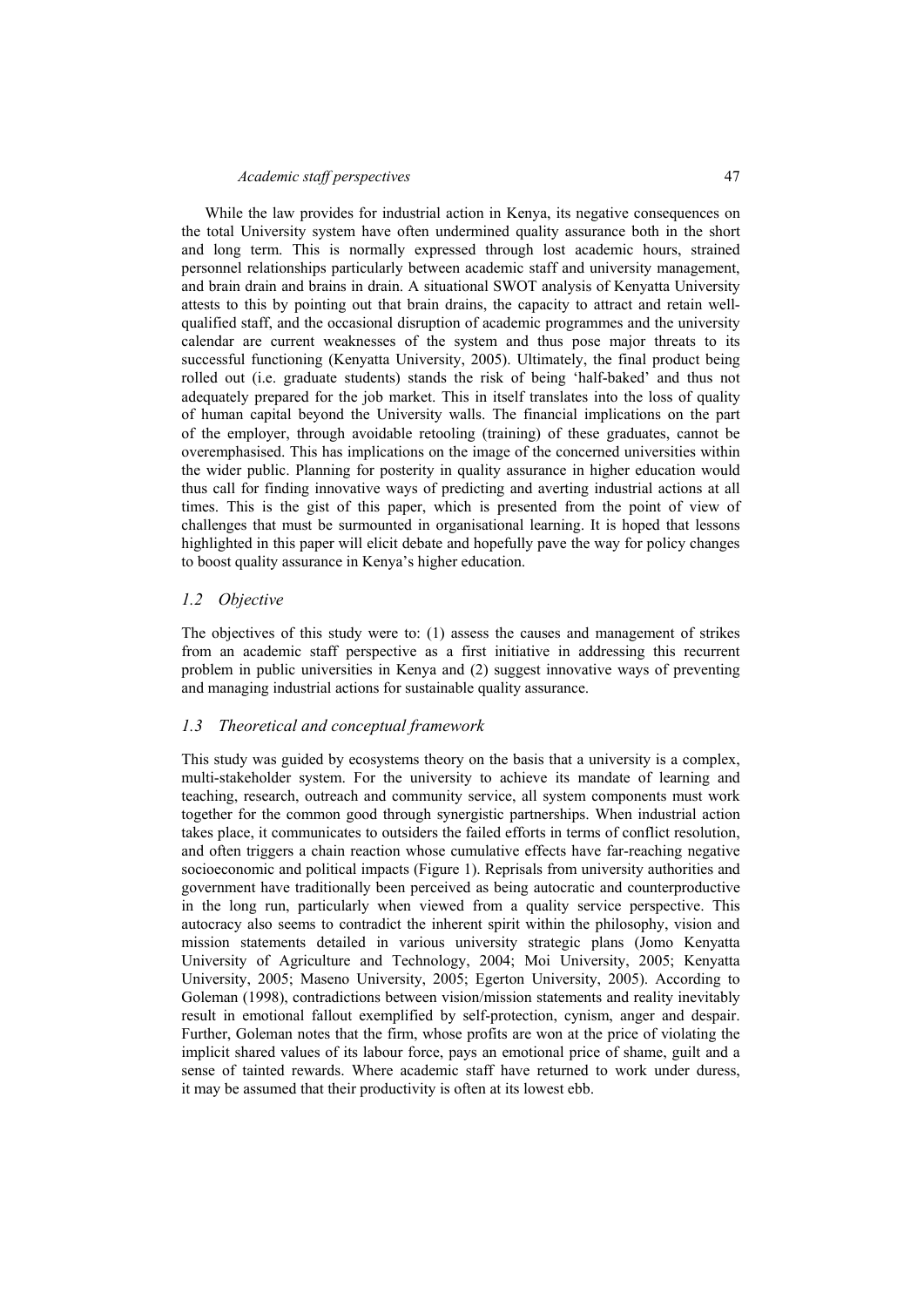While the law provides for industrial action in Kenya, its negative consequences on the total University system have often undermined quality assurance both in the short and long term. This is normally expressed through lost academic hours, strained personnel relationships particularly between academic staff and university management, and brain drain and brains in drain. A situational SWOT analysis of Kenyatta University attests to this by pointing out that brain drains, the capacity to attract and retain well-qualified staff, and the occasional disruption of academic programmes and the university calendar are current weaknesses of the system and thus pose major threats to its successful functioning (Kenyatta University, 2005). Ultimately, the final product being rolled out (i.e. graduate students) stands the risk of being 'half-baked' and thus not adequately prepared for the job market. This in itself translates into the loss of quality of human capital beyond the University walls. The financial implications on the part of the employer, through avoidable retooling (training) of these graduates, cannot be overemphasised. This has implications on the image of the concerned universities within the wider public. Planning for posterity in quality assurance in higher education would thus call for finding innovative ways of predicting and averting industrial actions at all times. This is the gist of this paper, which is presented from the point of view of challenges that must be surmounted in organisational learning. It is hoped that lessons highlighted in this paper will elicit debate and hopefully pave the way for policy changes to boost quality assurance in Kenya's higher education.

### *1.2 Objective*

The objectives of this study were to: (1) assess the causes and management of strikes from an academic staff perspective as a first initiative in addressing this recurrent problem in public universities in Kenya and (2) suggest innovative ways of preventing and managing industrial actions for sustainable quality assurance.

### *1.3 Theoretical and conceptual framework*

This study was guided by ecosystems theory on the basis that a university is a complex, multi-stakeholder system. For the university to achieve its mandate of learning and teaching, research, outreach and community service, all system components must work together for the common good through synergistic partnerships. When industrial action takes place, it communicates to outsiders the failed efforts in terms of conflict resolution, and often triggers a chain reaction whose cumulative effects have far-reaching negative socioeconomic and political impacts (Figure 1). Reprisals from university authorities and government have traditionally been perceived as being autocratic and counterproductive in the long run, particularly when viewed from a quality service perspective. This autocracy also seems to contradict the inherent spirit within the philosophy, vision and mission statements detailed in various university strategic plans (Jomo Kenyatta University of Agriculture and Technology, 2004; Moi University, 2005; Kenyatta University, 2005; Maseno University, 2005; Egerton University, 2005). According to Goleman (1998), contradictions between vision/mission statements and reality inevitably result in emotional fallout exemplified by self-protection, cynism, anger and despair. Further, Goleman notes that the firm, whose profits are won at the price of violating the implicit shared values of its labour force, pays an emotional price of shame, guilt and a sense of tainted rewards. Where academic staff have returned to work under duress, it may be assumed that their productivity is often at its lowest ebb.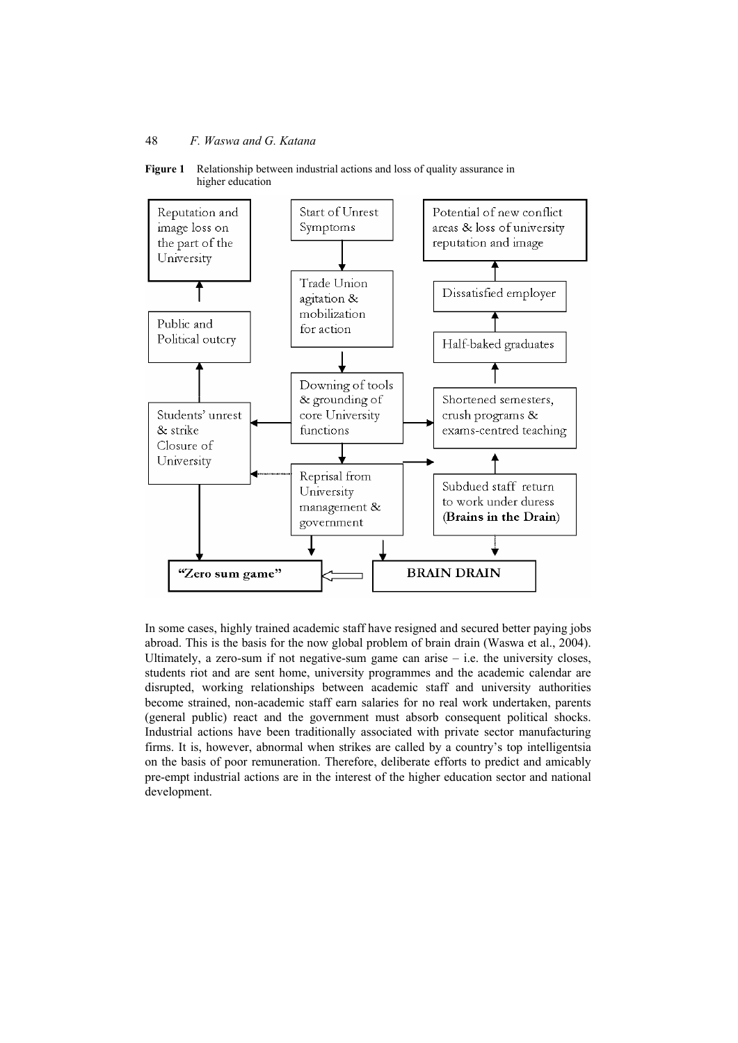**Figure 1** Relationship between industrial actions and loss of quality assurance in higher education

Reputation and image loss on the part of the University

Start of Unrest Symptoms

Potential of new conflict areas & loss of university reputation and image

Trade Union agitation & mobilization for action

Dissatisfied employer

Public and Political outcry

Half-baked graduates

Downing of tools & grounding of core University functions

Students' unrest & strike Closure of University

Shortened semesters, crush programs & exams-centred teaching

Reprisal from University management & government

Subdued staff return to work under duress (**Brains in the Drain**)

**"Zero sum game"**

**BRAIN DRAIN**

In some cases, highly trained academic staff have resigned and secured better paying jobs abroad. This is the basis for the now global problem of brain drain (Waswa et al., 2004). Ultimately, a zero-sum if not negative-sum game can arise – i.e. the university closes, students riot and are sent home, university programmes and the academic calendar are disrupted, working relationships between academic staff and university authorities become strained, non-academic staff earn salaries for no real work undertaken, parents (general public) react and the government must absorb consequent political shocks. Industrial actions have been traditionally associated with private sector manufacturing firms. It is, however, abnormal when strikes are called by a country's top intelligentsia on the basis of poor remuneration. Therefore, deliberate efforts to predict and amicably pre-empt industrial actions are in the interest of the higher education sector and national development.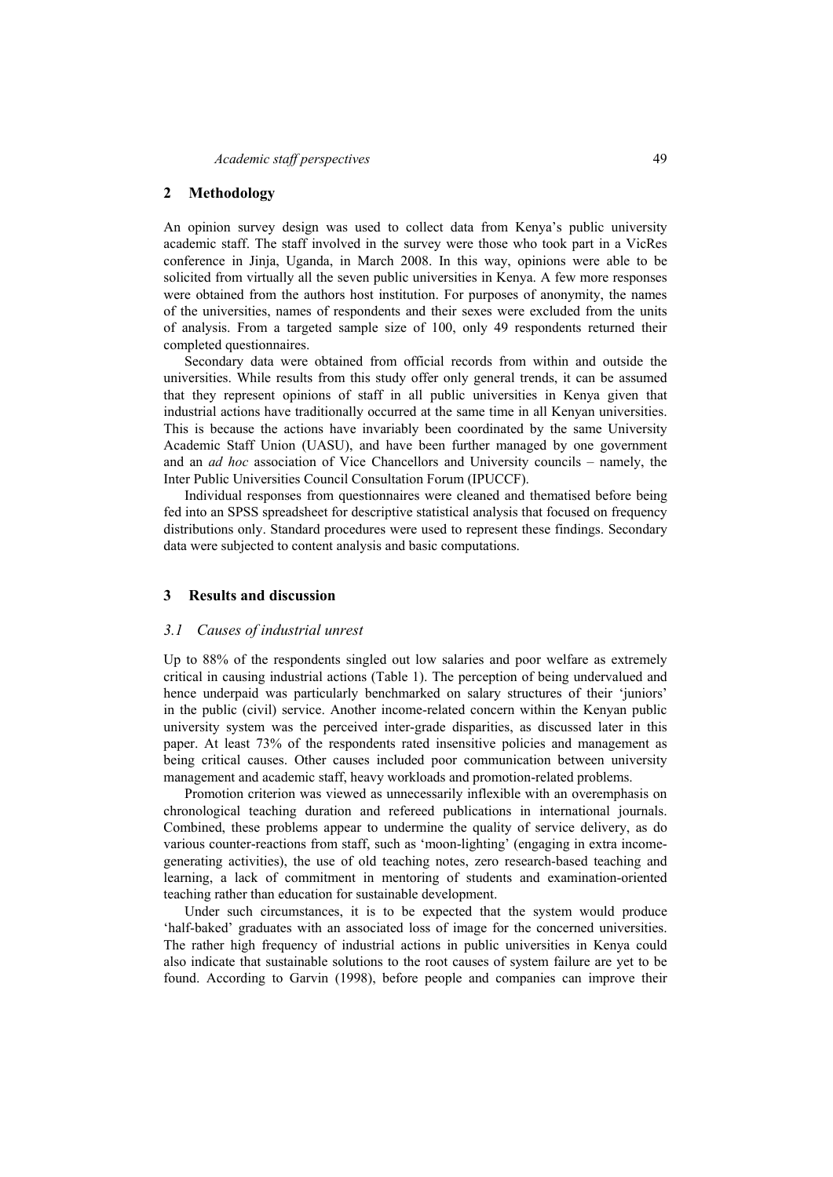## 2 Methodology

An opinion survey design was used to collect data from Kenya's public university academic staff. The staff involved in the survey were those who took part in a VicRes conference in Jinja, Uganda, in March 2008. In this way, opinions were able to be solicited from virtually all the seven public universities in Kenya. A few more responses were obtained from the authors host institution. For purposes of anonymity, the names of the universities, names of respondents and their sexes were excluded from the units of analysis. From a targeted sample size of 100, only 49 respondents returned their completed questionnaires.

Secondary data were obtained from official records from within and outside the universities. While results from this study offer only general trends, it can be assumed that they represent opinions of staff in all public universities in Kenya given that industrial actions have traditionally occurred at the same time in all Kenyan universities. This is because the actions have invariably been coordinated by the same University Academic Staff Union (UASU), and have been further managed by one government and an *ad hoc* association of Vice Chancellors and University councils – namely, the Inter Public Universities Council Consultation Forum (IPUCCF).

Individual responses from questionnaires were cleaned and thematised before being fed into an SPSS spreadsheet for descriptive statistical analysis that focused on frequency distributions only. Standard procedures were used to represent these findings. Secondary data were subjected to content analysis and basic computations.

## 3 Results and discussion

### *3.1 Causes of industrial unrest*

Up to 88% of the respondents singled out low salaries and poor welfare as extremely critical in causing industrial actions (Table 1). The perception of being undervalued and hence underpaid was particularly benchmarked on salary structures of their 'juniors' in the public (civil) service. Another income-related concern within the Kenyan public university system was the perceived inter-grade disparities, as discussed later in this paper. At least 73% of the respondents rated insensitive policies and management as being critical causes. Other causes included poor communication between university management and academic staff, heavy workloads and promotion-related problems.

Promotion criterion was viewed as unnecessarily inflexible with an overemphasis on chronological teaching duration and refereed publications in international journals. Combined, these problems appear to undermine the quality of service delivery, as do various counter-reactions from staff, such as 'moon-lighting' (engaging in extra income-generating activities), the use of old teaching notes, zero research-based teaching and learning, a lack of commitment in mentoring of students and examination-oriented teaching rather than education for sustainable development.

Under such circumstances, it is to be expected that the system would produce 'half-baked' graduates with an associated loss of image for the concerned universities. The rather high frequency of industrial actions in public universities in Kenya could also indicate that sustainable solutions to the root causes of system failure are yet to be found. According to Garvin (1998), before people and companies can improve their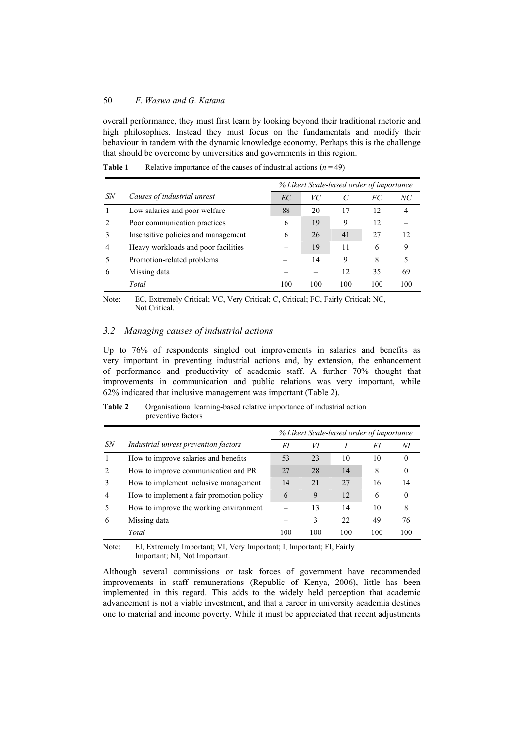overall performance, they must first learn by looking beyond their traditional rhetoric and high philosophies. Instead they must focus on the fundamentals and modify their behaviour in tandem with the dynamic knowledge economy. Perhaps this is the challenge that should be overcome by universities and governments in this region.

**Table 1** Relative importance of the causes of industrial actions ($n = 49$)

| | | *% Likert Scale-based order of importance* | | | | |
|---|---|---|---|---|---|---|
| *SN* | *Causes of industrial unrest* | *EC* | *VC* | *C* | *FC* | *NC* |
| 1 | Low salaries and poor welfare | 88 | 20 | 17 | 12 | 4 |
| 2 | Poor communication practices | 6 | 19 | 9 | 12 | – |
| 3 | Insensitive policies and management | 6 | 26 | 41 | 27 | 12 |
| 4 | Heavy workloads and poor facilities | – | 19 | 11 | 6 | 9 |
| 5 | Promotion-related problems | – | 14 | 9 | 8 | 5 |
| 6 | Missing data | – | – | 12 | 35 | 69 |
| | *Total* | 100 | 100 | 100 | 100 | 100 |

Note: EC, Extremely Critical; VC, Very Critical; C, Critical; FC, Fairly Critical; NC, Not Critical.

### *3.2 Managing causes of industrial actions*

Up to 76% of respondents singled out improvements in salaries and benefits as very important in preventing industrial actions and, by extension, the enhancement of performance and productivity of academic staff. A further 70% thought that improvements in communication and public relations was very important, while 62% indicated that inclusive management was important (Table 2).

**Table 2** Organisational learning-based relative importance of industrial action preventive factors

| | | *% Likert Scale-based order of importance* | | | | |
|---|---|---|---|---|---|---|
| *SN* | *Industrial unrest prevention factors* | *EI* | *VI* | *I* | *FI* | *NI* |
| 1 | How to improve salaries and benefits | 53 | 23 | 10 | 10 | 0 |
| 2 | How to improve communication and PR | 27 | 28 | 14 | 8 | 0 |
| 3 | How to implement inclusive management | 14 | 21 | 27 | 16 | 14 |
| 4 | How to implement a fair promotion policy | 6 | 9 | 12 | 6 | 0 |
| 5 | How to improve the working environment | – | 13 | 14 | 10 | 8 |
| 6 | Missing data | – | 3 | 22 | 49 | 76 |
| | *Total* | 100 | 100 | 100 | 100 | 100 |

Note: EI, Extremely Important; VI, Very Important; I, Important; FI, Fairly Important; NI, Not Important.

Although several commissions or task forces of government have recommended improvements in staff remunerations (Republic of Kenya, 2006), little has been implemented in this regard. This adds to the widely held perception that academic advancement is not a viable investment, and that a career in university academia destines one to material and income poverty. While it must be appreciated that recent adjustments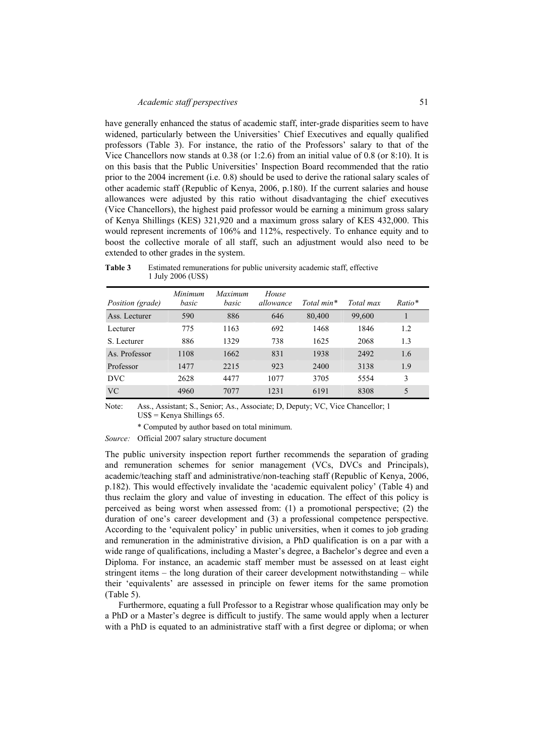have generally enhanced the status of academic staff, inter-grade disparities seem to have widened, particularly between the Universities' Chief Executives and equally qualified professors (Table 3). For instance, the ratio of the Professors' salary to that of the Vice Chancellors now stands at 0.38 (or 1:2.6) from an initial value of 0.8 (or 8:10). It is on this basis that the Public Universities' Inspection Board recommended that the ratio prior to the 2004 increment (i.e. 0.8) should be used to derive the rational salary scales of other academic staff (Republic of Kenya, 2006, p.180). If the current salaries and house allowances were adjusted by this ratio without disadvantaging the chief executives (Vice Chancellors), the highest paid professor would be earning a minimum gross salary of Kenya Shillings (KES) 321,920 and a maximum gross salary of KES 432,000. This would represent increments of 106% and 112%, respectively. To enhance equity and to boost the collective morale of all staff, such an adjustment would also need to be extended to other grades in the system.

**Table 3** Estimated remunerations for public university academic staff, effective 1 July 2006 (US$)

| *Position (grade)* | *Minimum basic* | *Maximum basic* | *House allowance* | *Total min\** | *Total max* | *Ratio\** |
|---|---|---|---|---|---|---|
| Ass. Lecturer | 590 | 886 | 646 | 80,400 | 99,600 | 1 |
| Lecturer | 775 | 1163 | 692 | 1468 | 1846 | 1.2 |
| S. Lecturer | 886 | 1329 | 738 | 1625 | 2068 | 1.3 |
| As. Professor | 1108 | 1662 | 831 | 1938 | 2492 | 1.6 |
| Professor | 1477 | 2215 | 923 | 2400 | 3138 | 1.9 |
| DVC | 2628 | 4477 | 1077 | 3705 | 5554 | 3 |
| VC | 4960 | 7077 | 1231 | 6191 | 8308 | 5 |

Note: Ass., Assistant; S., Senior; As., Associate; D, Deputy; VC, Vice Chancellor; 1 US$ = Kenya Shillings 65.

\* Computed by author based on total minimum.

*Source:* Official 2007 salary structure document

The public university inspection report further recommends the separation of grading and remuneration schemes for senior management (VCs, DVCs and Principals), academic/teaching staff and administrative/non-teaching staff (Republic of Kenya, 2006, p.182). This would effectively invalidate the 'academic equivalent policy' (Table 4) and thus reclaim the glory and value of investing in education. The effect of this policy is perceived as being worst when assessed from: (1) a promotional perspective; (2) the duration of one's career development and (3) a professional competence perspective. According to the 'equivalent policy' in public universities, when it comes to job grading and remuneration in the administrative division, a PhD qualification is on a par with a wide range of qualifications, including a Master's degree, a Bachelor's degree and even a Diploma. For instance, an academic staff member must be assessed on at least eight stringent items – the long duration of their career development notwithstanding – while their 'equivalents' are assessed in principle on fewer items for the same promotion (Table 5).

Furthermore, equating a full Professor to a Registrar whose qualification may only be a PhD or a Master's degree is difficult to justify. The same would apply when a lecturer with a PhD is equated to an administrative staff with a first degree or diploma; or when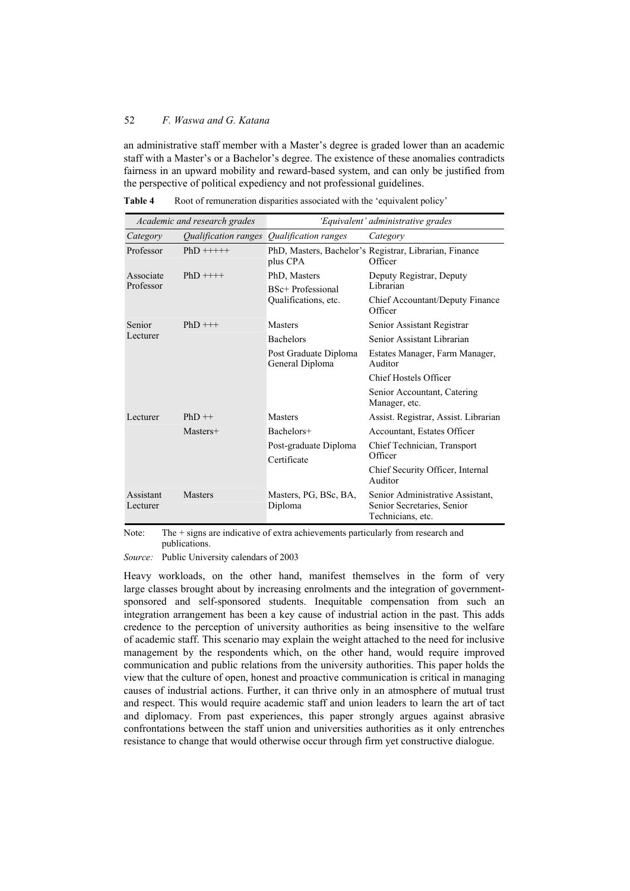an administrative staff member with a Master's degree is graded lower than an academic staff with a Master's or a Bachelor's degree. The existence of these anomalies contradicts fairness in an upward mobility and reward-based system, and can only be justified from the perspective of political expediency and not professional guidelines.

**Table 4** Root of remuneration disparities associated with the 'equivalent policy'

| *Academic and research grades* | | *'Equivalent' administrative grades* | |
|---|---|---|---|
| *Category* | *Qualification ranges* | *Qualification ranges* | *Category* |
| Professor | PhD +++++ | PhD, Masters, Bachelor's plus CPA | Registrar, Librarian, Finance Officer |
| Associate Professor | PhD ++++ | PhD, Masters BSc+ Professional Qualifications, etc. | Deputy Registrar, Deputy Librarian<br>Chief Accountant/Deputy Finance Officer |
| Senior Lecturer | PhD +++ | Masters<br>Bachelors<br>Post Graduate Diploma General Diploma | Senior Assistant Registrar<br>Senior Assistant Librarian<br>Estates Manager, Farm Manager, Auditor<br>Chief Hostels Officer<br>Senior Accountant, Catering Manager, etc. |
| Lecturer | PhD ++<br>Masters+ | Masters<br>Bachelors+<br>Post-graduate Diploma<br>Certificate | Assist. Registrar, Assist. Librarian<br>Accountant, Estates Officer<br>Chief Technician, Transport Officer<br>Chief Security Officer, Internal Auditor |
| Assistant Lecturer | Masters | Masters, PG, BSc, BA, Diploma | Senior Administrative Assistant, Senior Secretaries, Senior Technicians, etc. |

Note: The + signs are indicative of extra achievements particularly from research and publications.

*Source:* Public University calendars of 2003

Heavy workloads, on the other hand, manifest themselves in the form of very large classes brought about by increasing enrolments and the integration of government-sponsored and self-sponsored students. Inequitable compensation from such an integration arrangement has been a key cause of industrial action in the past. This adds credence to the perception of university authorities as being insensitive to the welfare of academic staff. This scenario may explain the weight attached to the need for inclusive management by the respondents which, on the other hand, would require improved communication and public relations from the university authorities. This paper holds the view that the culture of open, honest and proactive communication is critical in managing causes of industrial actions. Further, it can thrive only in an atmosphere of mutual trust and respect. This would require academic staff and union leaders to learn the art of tact and diplomacy. From past experiences, this paper strongly argues against abrasive confrontations between the staff union and universities authorities as it only entrenches resistance to change that would otherwise occur through firm yet constructive dialogue.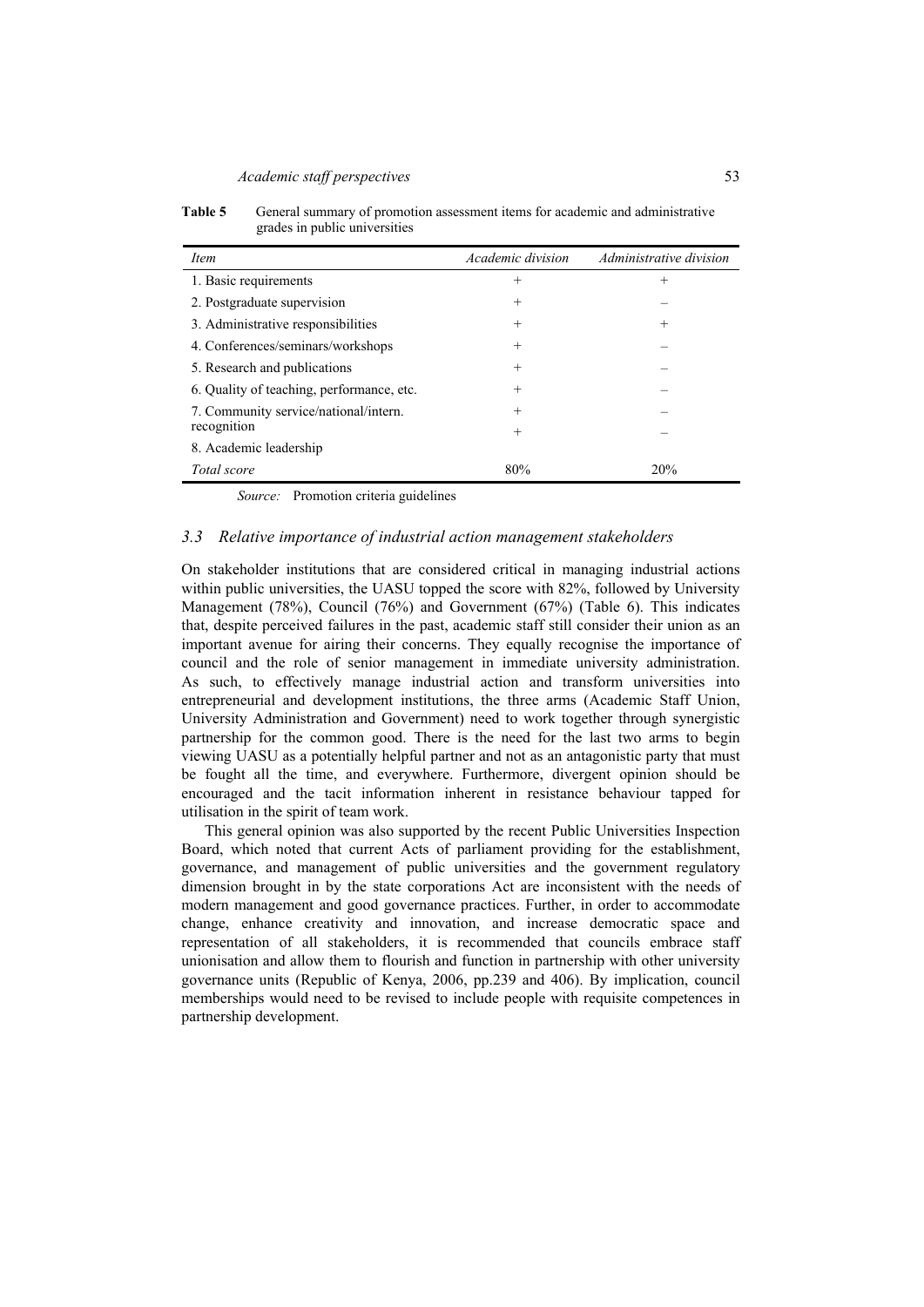**Table 5** General summary of promotion assessment items for academic and administrative grades in public universities

| *Item* | *Academic division* | *Administrative division* |
|---|---|---|
| 1. Basic requirements | + | + |
| 2. Postgraduate supervision | + | – |
| 3. Administrative responsibilities | + | + |
| 4. Conferences/seminars/workshops | + | – |
| 5. Research and publications | + | – |
| 6. Quality of teaching, performance, etc. | + | – |
| 7. Community service/national/intern. recognition | + | – |
| 8. Academic leadership | + | – |
| *Total score* | 80% | 20% |

*Source:* Promotion criteria guidelines

### *3.3 Relative importance of industrial action management stakeholders*

On stakeholder institutions that are considered critical in managing industrial actions within public universities, the UASU topped the score with 82%, followed by University Management (78%), Council (76%) and Government (67%) (Table 6). This indicates that, despite perceived failures in the past, academic staff still consider their union as an important avenue for airing their concerns. They equally recognise the importance of council and the role of senior management in immediate university administration. As such, to effectively manage industrial action and transform universities into entrepreneurial and development institutions, the three arms (Academic Staff Union, University Administration and Government) need to work together through synergistic partnership for the common good. There is the need for the last two arms to begin viewing UASU as a potentially helpful partner and not as an antagonistic party that must be fought all the time, and everywhere. Furthermore, divergent opinion should be encouraged and the tacit information inherent in resistance behaviour tapped for utilisation in the spirit of team work.

This general opinion was also supported by the recent Public Universities Inspection Board, which noted that current Acts of parliament providing for the establishment, governance, and management of public universities and the government regulatory dimension brought in by the state corporations Act are inconsistent with the needs of modern management and good governance practices. Further, in order to accommodate change, enhance creativity and innovation, and increase democratic space and representation of all stakeholders, it is recommended that councils embrace staff unionisation and allow them to flourish and function in partnership with other university governance units (Republic of Kenya, 2006, pp.239 and 406). By implication, council memberships would need to be revised to include people with requisite competences in partnership development.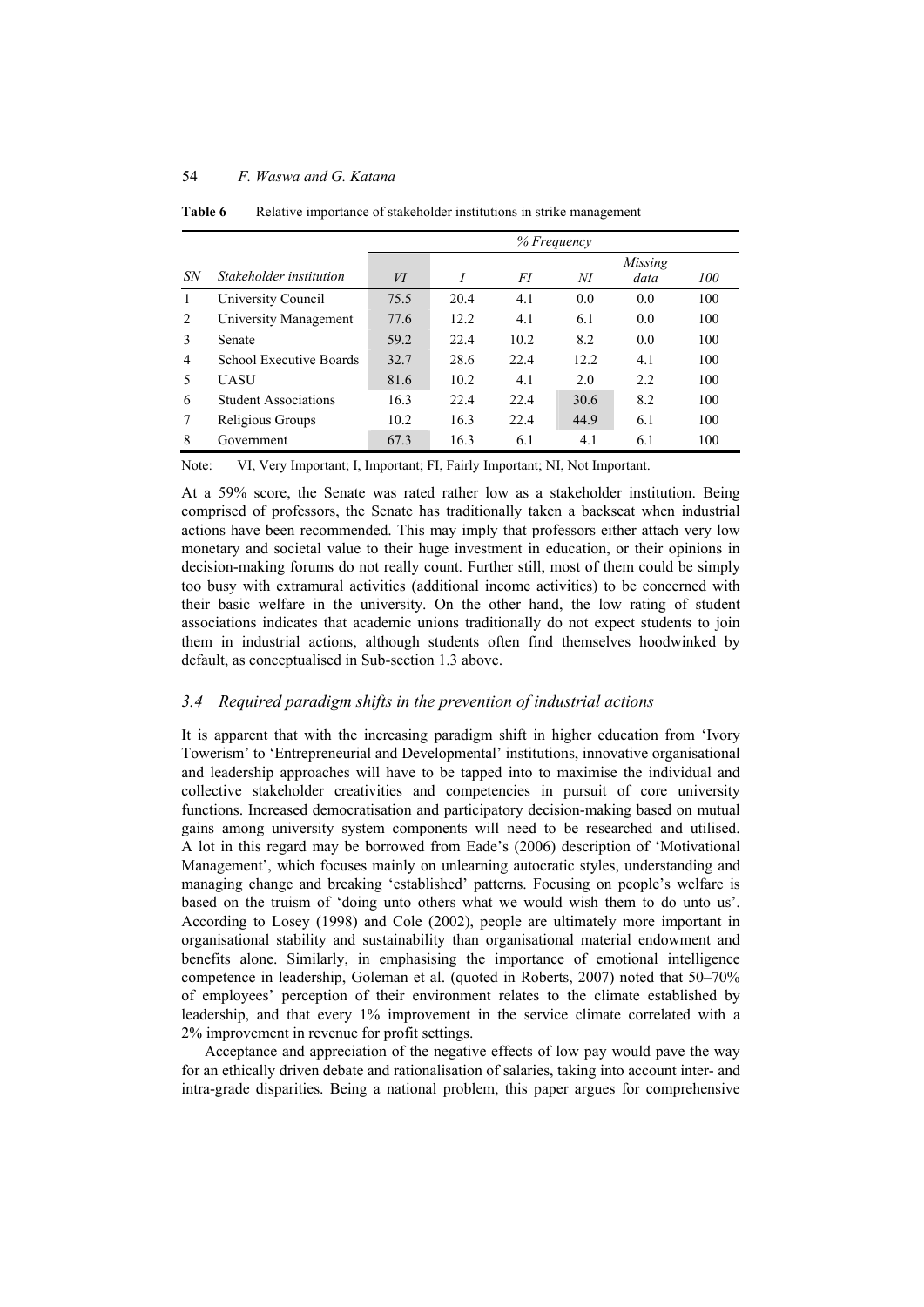**Table 6** Relative importance of stakeholder institutions in strike management

| | | % Frequency | | | | | |
|---|---|---|---|---|---|---|---|
| *SN* | *Stakeholder institution* | *VI* | *I* | *FI* | *NI* | *Missing data* | *100* |
| 1 | University Council | 75.5 | 20.4 | 4.1 | 0.0 | 0.0 | 100 |
| 2 | University Management | 77.6 | 12.2 | 4.1 | 6.1 | 0.0 | 100 |
| 3 | Senate | 59.2 | 22.4 | 10.2 | 8.2 | 0.0 | 100 |
| 4 | School Executive Boards | 32.7 | 28.6 | 22.4 | 12.2 | 4.1 | 100 |
| 5 | UASU | 81.6 | 10.2 | 4.1 | 2.0 | 2.2 | 100 |
| 6 | Student Associations | 16.3 | 22.4 | 22.4 | 30.6 | 8.2 | 100 |
| 7 | Religious Groups | 10.2 | 16.3 | 22.4 | 44.9 | 6.1 | 100 |
| 8 | Government | 67.3 | 16.3 | 6.1 | 4.1 | 6.1 | 100 |

Note: VI, Very Important; I, Important; FI, Fairly Important; NI, Not Important.

At a 59% score, the Senate was rated rather low as a stakeholder institution. Being comprised of professors, the Senate has traditionally taken a backseat when industrial actions have been recommended. This may imply that professors either attach very low monetary and societal value to their huge investment in education, or their opinions in decision-making forums do not really count. Further still, most of them could be simply too busy with extramural activities (additional income activities) to be concerned with their basic welfare in the university. On the other hand, the low rating of student associations indicates that academic unions traditionally do not expect students to join them in industrial actions, although students often find themselves hoodwinked by default, as conceptualised in Sub-section 1.3 above.

### *3.4 Required paradigm shifts in the prevention of industrial actions*

It is apparent that with the increasing paradigm shift in higher education from 'Ivory Towerism' to 'Entrepreneurial and Developmental' institutions, innovative organisational and leadership approaches will have to be tapped into to maximise the individual and collective stakeholder creativities and competencies in pursuit of core university functions. Increased democratisation and participatory decision-making based on mutual gains among university system components will need to be researched and utilised. A lot in this regard may be borrowed from Eade's (2006) description of 'Motivational Management', which focuses mainly on unlearning autocratic styles, understanding and managing change and breaking 'established' patterns. Focusing on people's welfare is based on the truism of 'doing unto others what we would wish them to do unto us'. According to Losey (1998) and Cole (2002), people are ultimately more important in organisational stability and sustainability than organisational material endowment and benefits alone. Similarly, in emphasising the importance of emotional intelligence competence in leadership, Goleman et al. (quoted in Roberts, 2007) noted that 50–70% of employees' perception of their environment relates to the climate established by leadership, and that every 1% improvement in the service climate correlated with a 2% improvement in revenue for profit settings.

Acceptance and appreciation of the negative effects of low pay would pave the way for an ethically driven debate and rationalisation of salaries, taking into account inter- and intra-grade disparities. Being a national problem, this paper argues for comprehensive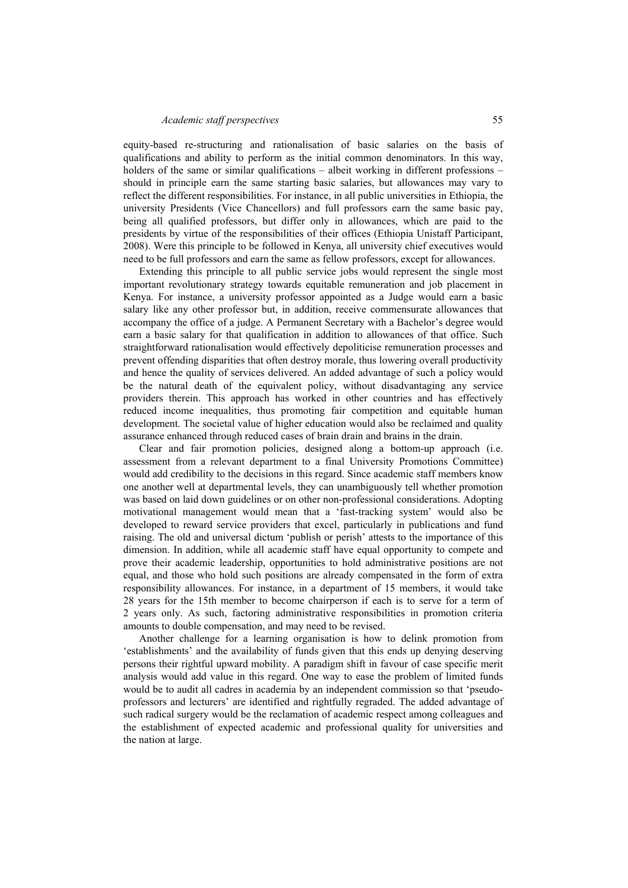equity-based re-structuring and rationalisation of basic salaries on the basis of qualifications and ability to perform as the initial common denominators. In this way, holders of the same or similar qualifications – albeit working in different professions – should in principle earn the same starting basic salaries, but allowances may vary to reflect the different responsibilities. For instance, in all public universities in Ethiopia, the university Presidents (Vice Chancellors) and full professors earn the same basic pay, being all qualified professors, but differ only in allowances, which are paid to the presidents by virtue of the responsibilities of their offices (Ethiopia Unistaff Participant, 2008). Were this principle to be followed in Kenya, all university chief executives would need to be full professors and earn the same as fellow professors, except for allowances.

Extending this principle to all public service jobs would represent the single most important revolutionary strategy towards equitable remuneration and job placement in Kenya. For instance, a university professor appointed as a Judge would earn a basic salary like any other professor but, in addition, receive commensurate allowances that accompany the office of a judge. A Permanent Secretary with a Bachelor's degree would earn a basic salary for that qualification in addition to allowances of that office. Such straightforward rationalisation would effectively depoliticise remuneration processes and prevent offending disparities that often destroy morale, thus lowering overall productivity and hence the quality of services delivered. An added advantage of such a policy would be the natural death of the equivalent policy, without disadvantaging any service providers therein. This approach has worked in other countries and has effectively reduced income inequalities, thus promoting fair competition and equitable human development. The societal value of higher education would also be reclaimed and quality assurance enhanced through reduced cases of brain drain and brains in the drain.

Clear and fair promotion policies, designed along a bottom-up approach (i.e. assessment from a relevant department to a final University Promotions Committee) would add credibility to the decisions in this regard. Since academic staff members know one another well at departmental levels, they can unambiguously tell whether promotion was based on laid down guidelines or on other non-professional considerations. Adopting motivational management would mean that a 'fast-tracking system' would also be developed to reward service providers that excel, particularly in publications and fund raising. The old and universal dictum 'publish or perish' attests to the importance of this dimension. In addition, while all academic staff have equal opportunity to compete and prove their academic leadership, opportunities to hold administrative positions are not equal, and those who hold such positions are already compensated in the form of extra responsibility allowances. For instance, in a department of 15 members, it would take 28 years for the 15th member to become chairperson if each is to serve for a term of 2 years only. As such, factoring administrative responsibilities in promotion criteria amounts to double compensation, and may need to be revised.

Another challenge for a learning organisation is how to delink promotion from 'establishments' and the availability of funds given that this ends up denying deserving persons their rightful upward mobility. A paradigm shift in favour of case specific merit analysis would add value in this regard. One way to ease the problem of limited funds would be to audit all cadres in academia by an independent commission so that 'pseudo-professors and lecturers' are identified and rightfully regraded. The added advantage of such radical surgery would be the reclamation of academic respect among colleagues and the establishment of expected academic and professional quality for universities and the nation at large.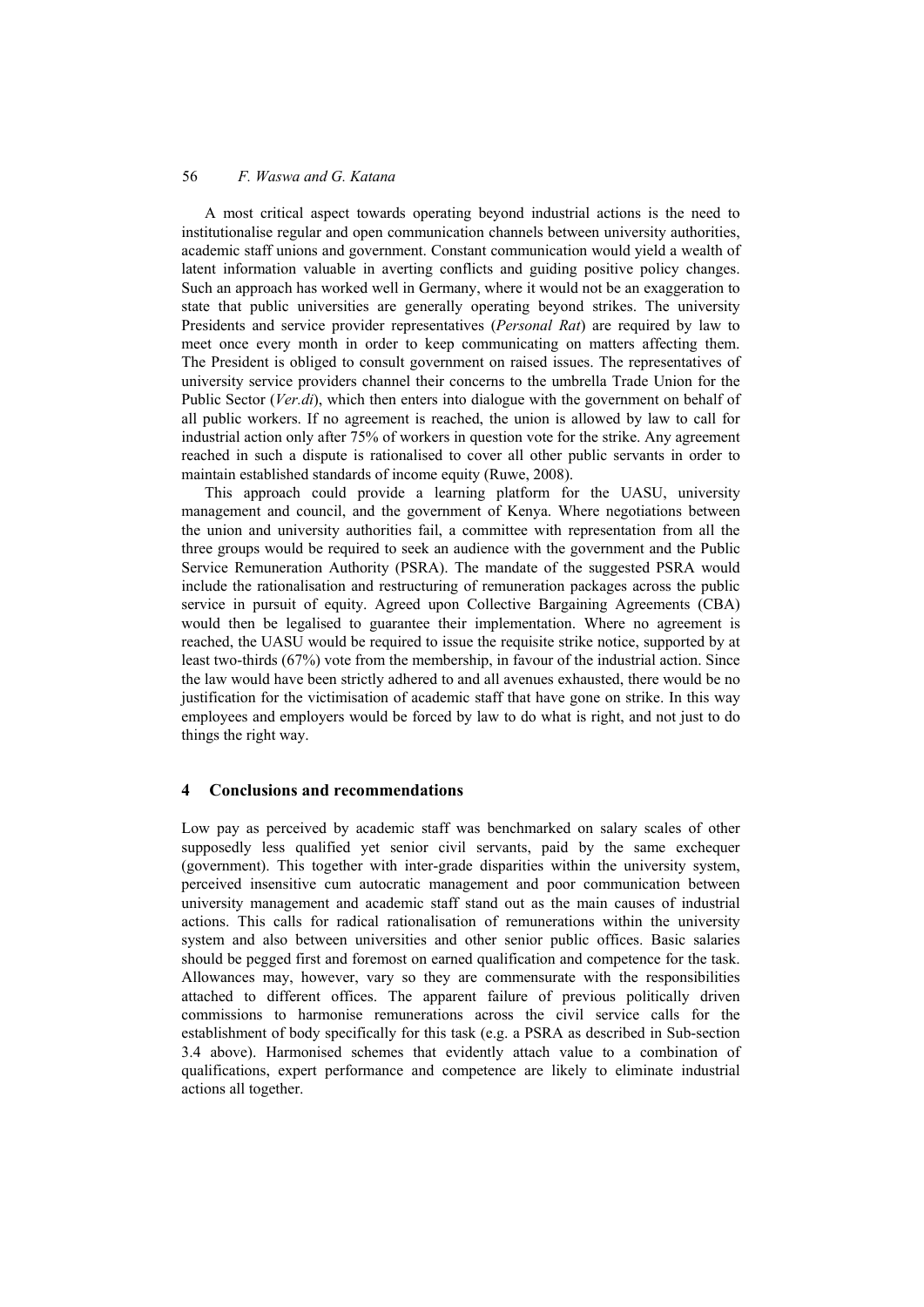A most critical aspect towards operating beyond industrial actions is the need to institutionalise regular and open communication channels between university authorities, academic staff unions and government. Constant communication would yield a wealth of latent information valuable in averting conflicts and guiding positive policy changes. Such an approach has worked well in Germany, where it would not be an exaggeration to state that public universities are generally operating beyond strikes. The university Presidents and service provider representatives (*Personal Rat*) are required by law to meet once every month in order to keep communicating on matters affecting them. The President is obliged to consult government on raised issues. The representatives of university service providers channel their concerns to the umbrella Trade Union for the Public Sector (*Ver.di*), which then enters into dialogue with the government on behalf of all public workers. If no agreement is reached, the union is allowed by law to call for industrial action only after 75% of workers in question vote for the strike. Any agreement reached in such a dispute is rationalised to cover all other public servants in order to maintain established standards of income equity (Ruwe, 2008).

This approach could provide a learning platform for the UASU, university management and council, and the government of Kenya. Where negotiations between the union and university authorities fail, a committee with representation from all the three groups would be required to seek an audience with the government and the Public Service Remuneration Authority (PSRA). The mandate of the suggested PSRA would include the rationalisation and restructuring of remuneration packages across the public service in pursuit of equity. Agreed upon Collective Bargaining Agreements (CBA) would then be legalised to guarantee their implementation. Where no agreement is reached, the UASU would be required to issue the requisite strike notice, supported by at least two-thirds (67%) vote from the membership, in favour of the industrial action. Since the law would have been strictly adhered to and all avenues exhausted, there would be no justification for the victimisation of academic staff that have gone on strike. In this way employees and employers would be forced by law to do what is right, and not just to do things the right way.

## 4 Conclusions and recommendations

Low pay as perceived by academic staff was benchmarked on salary scales of other supposedly less qualified yet senior civil servants, paid by the same exchequer (government). This together with inter-grade disparities within the university system, perceived insensitive cum autocratic management and poor communication between university management and academic staff stand out as the main causes of industrial actions. This calls for radical rationalisation of remunerations within the university system and also between universities and other senior public offices. Basic salaries should be pegged first and foremost on earned qualification and competence for the task. Allowances may, however, vary so they are commensurate with the responsibilities attached to different offices. The apparent failure of previous politically driven commissions to harmonise remunerations across the civil service calls for the establishment of body specifically for this task (e.g. a PSRA as described in Sub-section 3.4 above). Harmonised schemes that evidently attach value to a combination of qualifications, expert performance and competence are likely to eliminate industrial actions all together.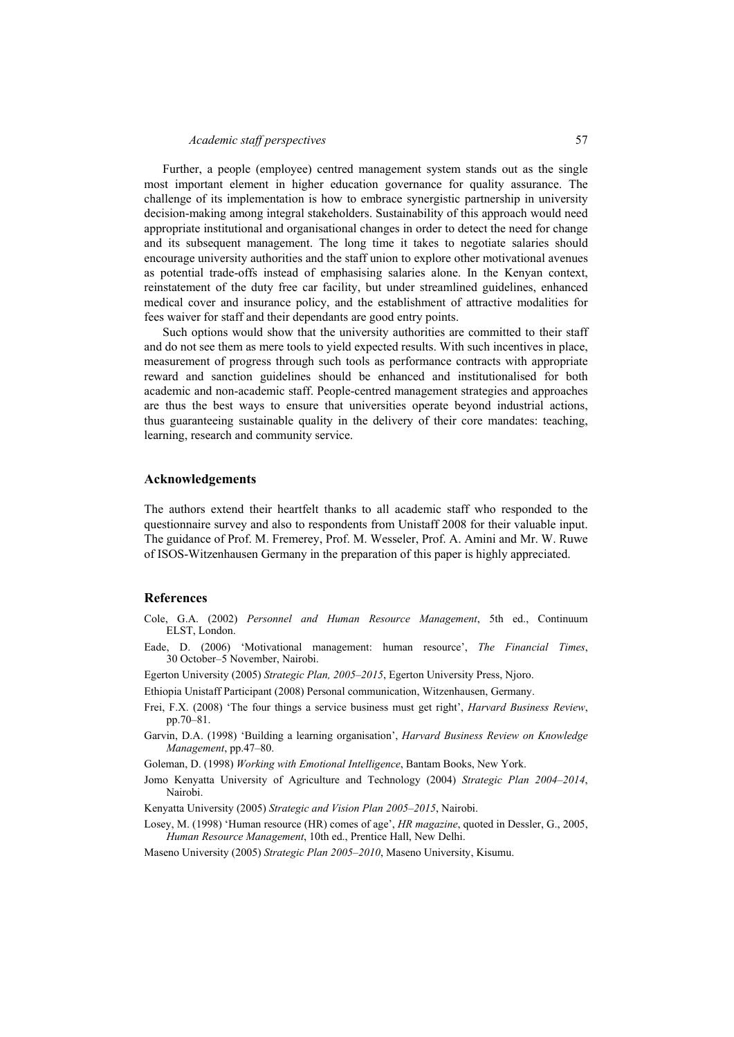Further, a people (employee) centred management system stands out as the single most important element in higher education governance for quality assurance. The challenge of its implementation is how to embrace synergistic partnership in university decision-making among integral stakeholders. Sustainability of this approach would need appropriate institutional and organisational changes in order to detect the need for change and its subsequent management. The long time it takes to negotiate salaries should encourage university authorities and the staff union to explore other motivational avenues as potential trade-offs instead of emphasising salaries alone. In the Kenyan context, reinstatement of the duty free car facility, but under streamlined guidelines, enhanced medical cover and insurance policy, and the establishment of attractive modalities for fees waiver for staff and their dependants are good entry points.

Such options would show that the university authorities are committed to their staff and do not see them as mere tools to yield expected results. With such incentives in place, measurement of progress through such tools as performance contracts with appropriate reward and sanction guidelines should be enhanced and institutionalised for both academic and non-academic staff. People-centred management strategies and approaches are thus the best ways to ensure that universities operate beyond industrial actions, thus guaranteeing sustainable quality in the delivery of their core mandates: teaching, learning, research and community service.

## Acknowledgements

The authors extend their heartfelt thanks to all academic staff who responded to the questionnaire survey and also to respondents from Unistaff 2008 for their valuable input. The guidance of Prof. M. Fremerey, Prof. M. Wesseler, Prof. A. Amini and Mr. W. Ruwe of ISOS-Witzenhausen Germany in the preparation of this paper is highly appreciated.

## References

Cole, G.A. (2002) *Personnel and Human Resource Management*, 5th ed., Continuum ELST, London.

Eade, D. (2006) 'Motivational management: human resource', *The Financial Times*, 30 October–5 November, Nairobi.

Egerton University (2005) *Strategic Plan, 2005–2015*, Egerton University Press, Njoro.

Ethiopia Unistaff Participant (2008) Personal communication, Witzenhausen, Germany.

Frei, F.X. (2008) 'The four things a service business must get right', *Harvard Business Review*, pp.70–81.

Garvin, D.A. (1998) 'Building a learning organisation', *Harvard Business Review on Knowledge Management*, pp.47–80.

Goleman, D. (1998) *Working with Emotional Intelligence*, Bantam Books, New York.

Jomo Kenyatta University of Agriculture and Technology (2004) *Strategic Plan 2004–2014*, Nairobi.

Kenyatta University (2005) *Strategic and Vision Plan 2005–2015*, Nairobi.

Losey, M. (1998) 'Human resource (HR) comes of age', *HR magazine*, quoted in Dessler, G., 2005, *Human Resource Management*, 10th ed., Prentice Hall, New Delhi.

Maseno University (2005) *Strategic Plan 2005–2010*, Maseno University, Kisumu.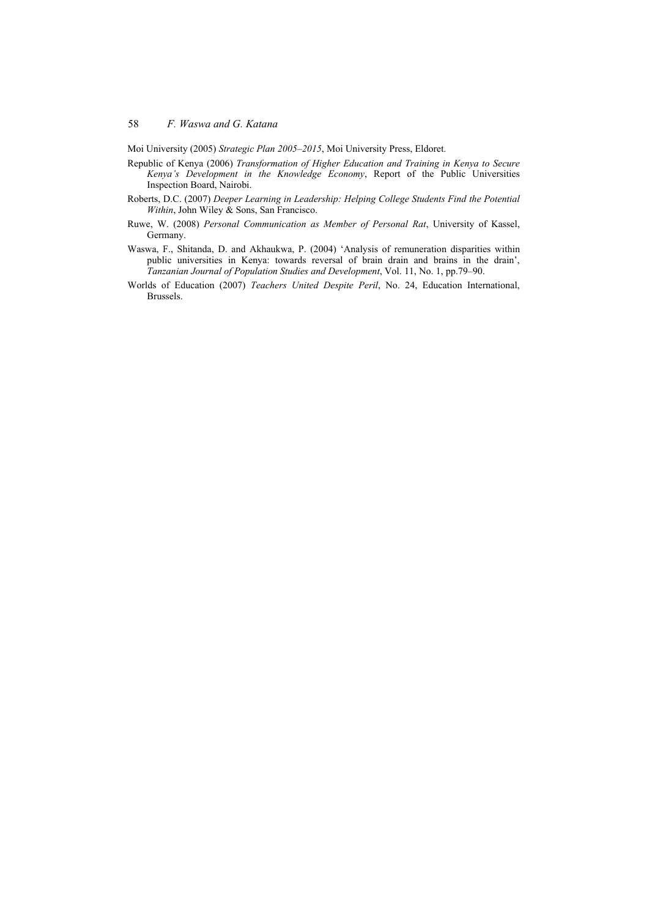Moi University (2005) *Strategic Plan 2005–2015*, Moi University Press, Eldoret.

Republic of Kenya (2006) *Transformation of Higher Education and Training in Kenya to Secure Kenya's Development in the Knowledge Economy*, Report of the Public Universities Inspection Board, Nairobi.

Roberts, D.C. (2007) *Deeper Learning in Leadership: Helping College Students Find the Potential Within*, John Wiley & Sons, San Francisco.

Ruwe, W. (2008) *Personal Communication as Member of Personal Rat*, University of Kassel, Germany.

Waswa, F., Shitanda, D. and Akhaukwa, P. (2004) 'Analysis of remuneration disparities within public universities in Kenya: towards reversal of brain drain and brains in the drain', *Tanzanian Journal of Population Studies and Development*, Vol. 11, No. 1, pp.79–90.

Worlds of Education (2007) *Teachers United Despite Peril*, No. 24, Education International, Brussels.